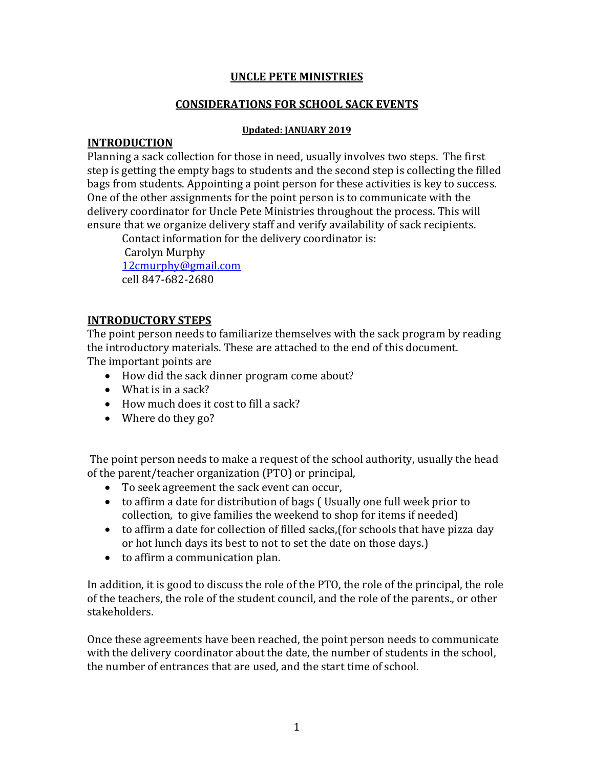# UNCLE PETE MINISTRIES

## CONSIDERATIONS FOR SCHOOL SACK EVENTS

**Updated: JANUARY 2019**

## INTRODUCTION

Planning a sack collection for those in need, usually involves two steps. The first step is getting the empty bags to students and the second step is collecting the filled bags from students. Appointing a point person for these activities is key to success. One of the other assignments for the point person is to communicate with the delivery coordinator for Uncle Pete Ministries throughout the process. This will ensure that we organize delivery staff and verify availability of sack recipients.

Contact information for the delivery coordinator is:
Carolyn Murphy
12cmurphy@gmail.com
cell 847-682-2680

## INTRODUCTORY STEPS

The point person needs to familiarize themselves with the sack program by reading the introductory materials. These are attached to the end of this document. The important points are

- How did the sack dinner program come about?
- What is in a sack?
- How much does it cost to fill a sack?
- Where do they go?

The point person needs to make a request of the school authority, usually the head of the parent/teacher organization (PTO) or principal,

- To seek agreement the sack event can occur,
- to affirm a date for distribution of bags ( Usually one full week prior to collection, to give families the weekend to shop for items if needed)
- to affirm a date for collection of filled sacks,(for schools that have pizza day or hot lunch days its best to not to set the date on those days.)
- to affirm a communication plan.

In addition, it is good to discuss the role of the PTO, the role of the principal, the role of the teachers, the role of the student council, and the role of the parents., or other stakeholders.

Once these agreements have been reached, the point person needs to communicate with the delivery coordinator about the date, the number of students in the school, the number of entrances that are used, and the start time of school.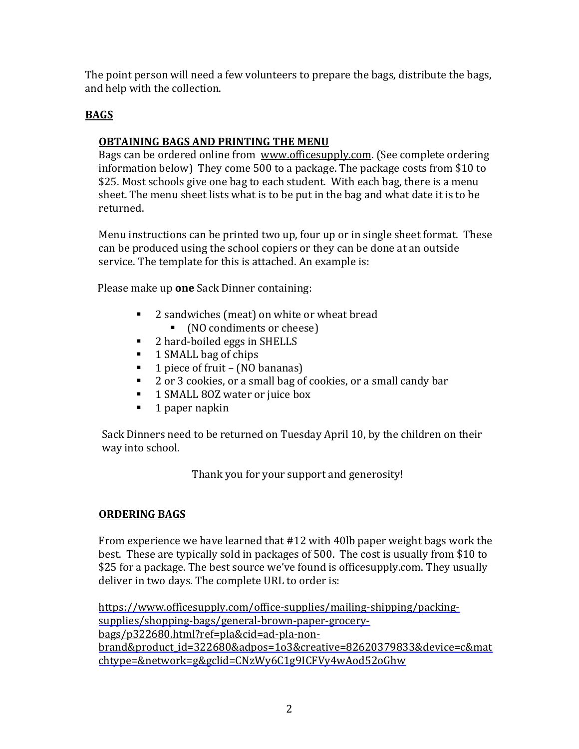The point person will need a few volunteers to prepare the bags, distribute the bags, and help with the collection.

## BAGS

### OBTAINING BAGS AND PRINTING THE MENU

Bags can be ordered online from www.officesupply.com. (See complete ordering information below) They come 500 to a package. The package costs from $10 to $25. Most schools give one bag to each student. With each bag, there is a menu sheet. The menu sheet lists what is to be put in the bag and what date it is to be returned.

Menu instructions can be printed two up, four up or in single sheet format. These can be produced using the school copiers or they can be done at an outside service. The template for this is attached. An example is:

Please make up **one** Sack Dinner containing:

- 2 sandwiches (meat) on white or wheat bread
  - (NO condiments or cheese)
- 2 hard-boiled eggs in SHELLS
- 1 SMALL bag of chips
- 1 piece of fruit – (NO bananas)
- 2 or 3 cookies, or a small bag of cookies, or a small candy bar
- 1 SMALL 8OZ water or juice box
- 1 paper napkin

Sack Dinners need to be returned on Tuesday April 10, by the children on their way into school.

Thank you for your support and generosity!

### ORDERING BAGS

From experience we have learned that #12 with 40lb paper weight bags work the best. These are typically sold in packages of 500. The cost is usually from $10 to $25 for a package. The best source we've found is officesupply.com. They usually deliver in two days. The complete URL to order is:

https://www.officesupply.com/office-supplies/mailing-shipping/packing-supplies/shopping-bags/general-brown-paper-grocery-bags/p322680.html?ref=pla&cid=ad-pla-non-brand&product_id=322680&adpos=1o3&creative=82620379833&device=c&matchtype=&network=g&gclid=CNzWy6C1g9ICFVy4wAod52oGhw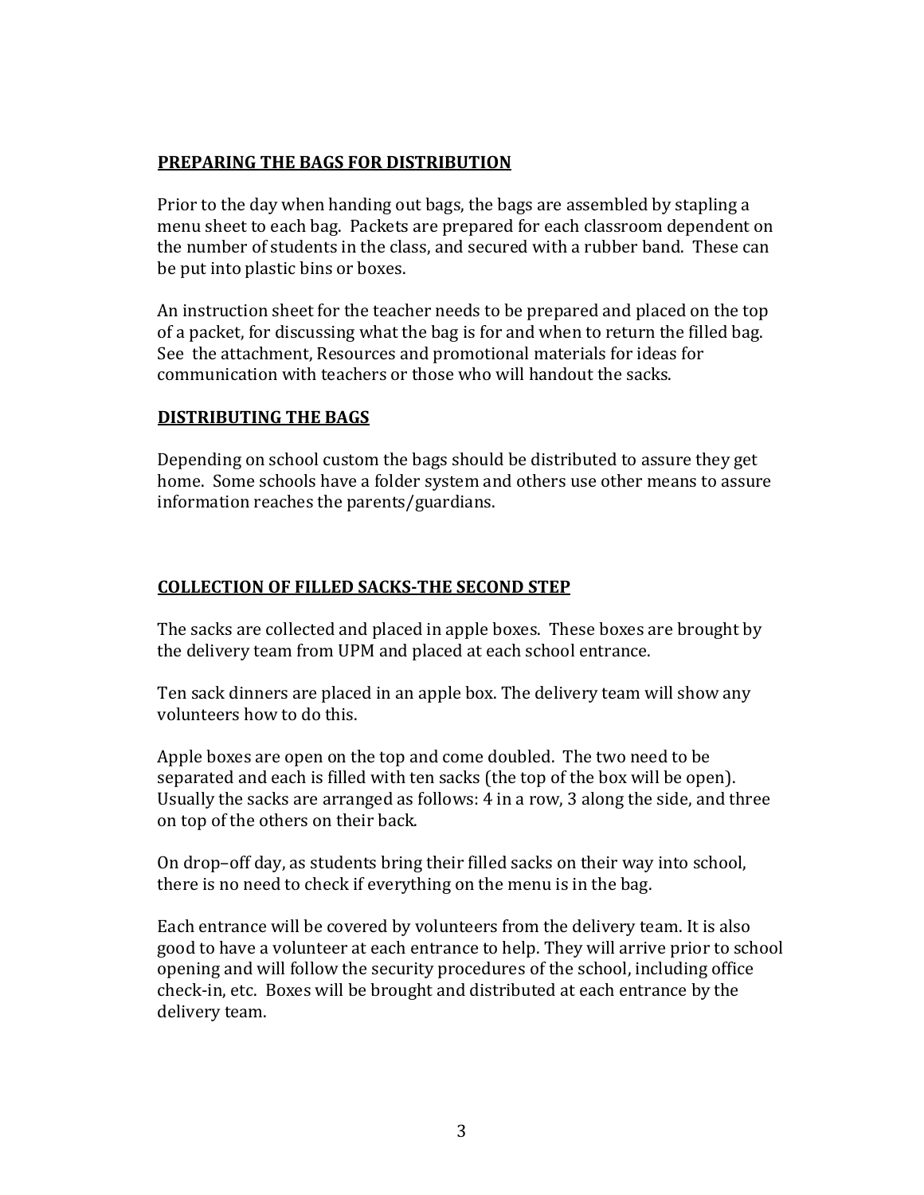## **PREPARING THE BAGS FOR DISTRIBUTION**

Prior to the day when handing out bags, the bags are assembled by stapling a menu sheet to each bag. Packets are prepared for each classroom dependent on the number of students in the class, and secured with a rubber band. These can be put into plastic bins or boxes.

An instruction sheet for the teacher needs to be prepared and placed on the top of a packet, for discussing what the bag is for and when to return the filled bag. See the attachment, Resources and promotional materials for ideas for communication with teachers or those who will handout the sacks.

## **DISTRIBUTING THE BAGS**

Depending on school custom the bags should be distributed to assure they get home. Some schools have a folder system and others use other means to assure information reaches the parents/guardians.

## **COLLECTION OF FILLED SACKS-THE SECOND STEP**

The sacks are collected and placed in apple boxes. These boxes are brought by the delivery team from UPM and placed at each school entrance.

Ten sack dinners are placed in an apple box. The delivery team will show any volunteers how to do this.

Apple boxes are open on the top and come doubled. The two need to be separated and each is filled with ten sacks (the top of the box will be open). Usually the sacks are arranged as follows: 4 in a row, 3 along the side, and three on top of the others on their back.

On drop–off day, as students bring their filled sacks on their way into school, there is no need to check if everything on the menu is in the bag.

Each entrance will be covered by volunteers from the delivery team. It is also good to have a volunteer at each entrance to help. They will arrive prior to school opening and will follow the security procedures of the school, including office check-in, etc. Boxes will be brought and distributed at each entrance by the delivery team.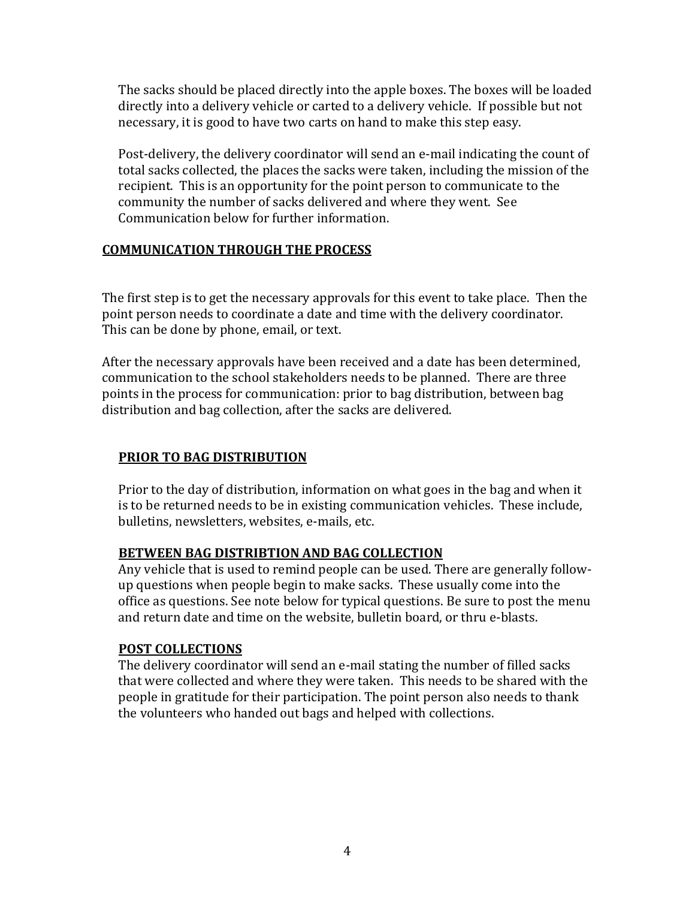The sacks should be placed directly into the apple boxes. The boxes will be loaded directly into a delivery vehicle or carted to a delivery vehicle. If possible but not necessary, it is good to have two carts on hand to make this step easy.

Post-delivery, the delivery coordinator will send an e-mail indicating the count of total sacks collected, the places the sacks were taken, including the mission of the recipient. This is an opportunity for the point person to communicate to the community the number of sacks delivered and where they went. See Communication below for further information.

## **COMMUNICATION THROUGH THE PROCESS**

The first step is to get the necessary approvals for this event to take place. Then the point person needs to coordinate a date and time with the delivery coordinator. This can be done by phone, email, or text.

After the necessary approvals have been received and a date has been determined, communication to the school stakeholders needs to be planned. There are three points in the process for communication: prior to bag distribution, between bag distribution and bag collection, after the sacks are delivered.

### **PRIOR TO BAG DISTRIBUTION**

Prior to the day of distribution, information on what goes in the bag and when it is to be returned needs to be in existing communication vehicles. These include, bulletins, newsletters, websites, e-mails, etc.

### **BETWEEN BAG DISTRIBTION AND BAG COLLECTION**

Any vehicle that is used to remind people can be used. There are generally follow-up questions when people begin to make sacks. These usually come into the office as questions. See note below for typical questions. Be sure to post the menu and return date and time on the website, bulletin board, or thru e-blasts.

### **POST COLLECTIONS**

The delivery coordinator will send an e-mail stating the number of filled sacks that were collected and where they were taken. This needs to be shared with the people in gratitude for their participation. The point person also needs to thank the volunteers who handed out bags and helped with collections.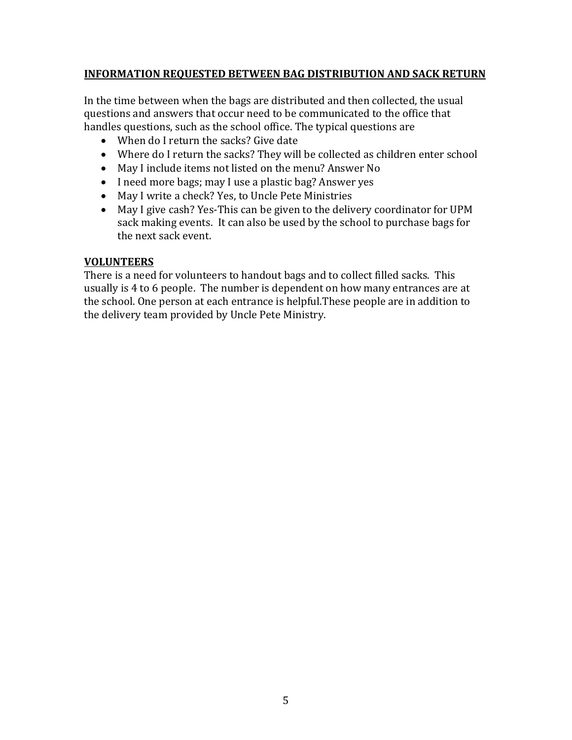**INFORMATION REQUESTED BETWEEN BAG DISTRIBUTION AND SACK RETURN**

In the time between when the bags are distributed and then collected, the usual questions and answers that occur need to be communicated to the office that handles questions, such as the school office. The typical questions are

- When do I return the sacks? Give date
- Where do I return the sacks? They will be collected as children enter school
- May I include items not listed on the menu? Answer No
- I need more bags; may I use a plastic bag? Answer yes
- May I write a check? Yes, to Uncle Pete Ministries
- May I give cash? Yes-This can be given to the delivery coordinator for UPM sack making events. It can also be used by the school to purchase bags for the next sack event.

**VOLUNTEERS**

There is a need for volunteers to handout bags and to collect filled sacks. This usually is 4 to 6 people. The number is dependent on how many entrances are at the school. One person at each entrance is helpful.These people are in addition to the delivery team provided by Uncle Pete Ministry.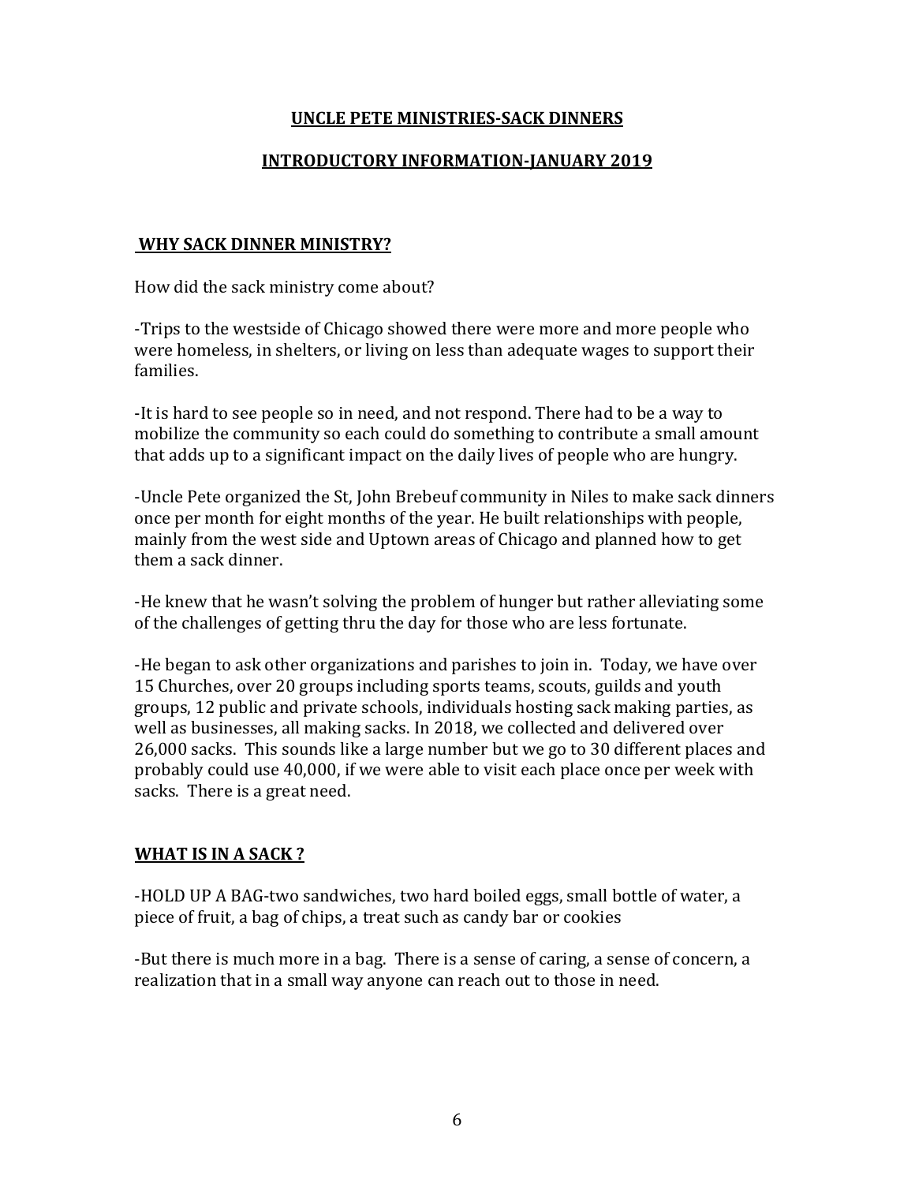## UNCLE PETE MINISTRIES-SACK DINNERS

## INTRODUCTORY INFORMATION-JANUARY 2019

### WHY SACK DINNER MINISTRY?

How did the sack ministry come about?

-Trips to the westside of Chicago showed there were more and more people who were homeless, in shelters, or living on less than adequate wages to support their families.

-It is hard to see people so in need, and not respond. There had to be a way to mobilize the community so each could do something to contribute a small amount that adds up to a significant impact on the daily lives of people who are hungry.

-Uncle Pete organized the St, John Brebeuf community in Niles to make sack dinners once per month for eight months of the year. He built relationships with people, mainly from the west side and Uptown areas of Chicago and planned how to get them a sack dinner.

-He knew that he wasn't solving the problem of hunger but rather alleviating some of the challenges of getting thru the day for those who are less fortunate.

-He began to ask other organizations and parishes to join in. Today, we have over 15 Churches, over 20 groups including sports teams, scouts, guilds and youth groups, 12 public and private schools, individuals hosting sack making parties, as well as businesses, all making sacks. In 2018, we collected and delivered over 26,000 sacks. This sounds like a large number but we go to 30 different places and probably could use 40,000, if we were able to visit each place once per week with sacks. There is a great need.

### WHAT IS IN A SACK ?

-HOLD UP A BAG-two sandwiches, two hard boiled eggs, small bottle of water, a piece of fruit, a bag of chips, a treat such as candy bar or cookies

-But there is much more in a bag. There is a sense of caring, a sense of concern, a realization that in a small way anyone can reach out to those in need.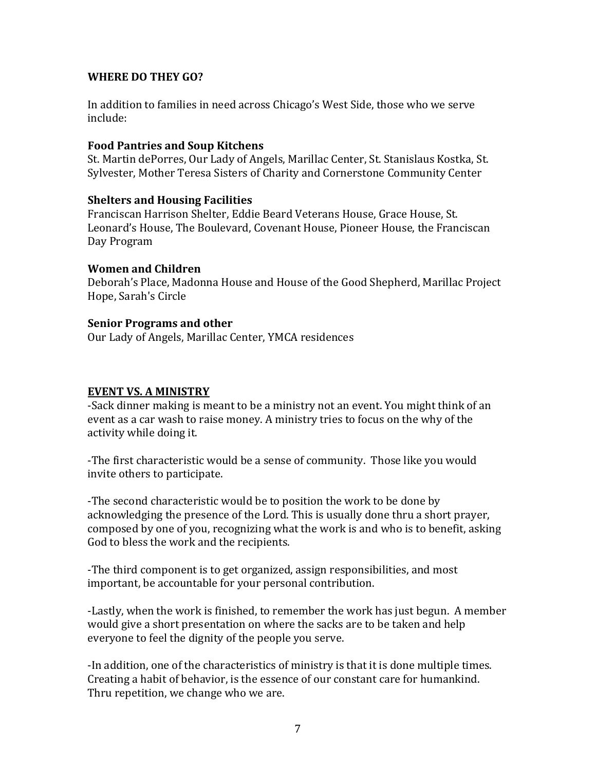## WHERE DO THEY GO?

In addition to families in need across Chicago's West Side, those who we serve include:

### Food Pantries and Soup Kitchens

St. Martin dePorres, Our Lady of Angels, Marillac Center, St. Stanislaus Kostka, St. Sylvester, Mother Teresa Sisters of Charity and Cornerstone Community Center

### Shelters and Housing Facilities

Franciscan Harrison Shelter, Eddie Beard Veterans House, Grace House, St. Leonard's House, The Boulevard, Covenant House, Pioneer House, the Franciscan Day Program

### Women and Children

Deborah's Place, Madonna House and House of the Good Shepherd, Marillac Project Hope, Sarah's Circle

### Senior Programs and other

Our Lady of Angels, Marillac Center, YMCA residences

## EVENT VS. A MINISTRY

-Sack dinner making is meant to be a ministry not an event. You might think of an event as a car wash to raise money. A ministry tries to focus on the why of the activity while doing it.

-The first characteristic would be a sense of community. Those like you would invite others to participate.

-The second characteristic would be to position the work to be done by acknowledging the presence of the Lord. This is usually done thru a short prayer, composed by one of you, recognizing what the work is and who is to benefit, asking God to bless the work and the recipients.

-The third component is to get organized, assign responsibilities, and most important, be accountable for your personal contribution.

-Lastly, when the work is finished, to remember the work has just begun. A member would give a short presentation on where the sacks are to be taken and help everyone to feel the dignity of the people you serve.

-In addition, one of the characteristics of ministry is that it is done multiple times. Creating a habit of behavior, is the essence of our constant care for humankind. Thru repetition, we change who we are.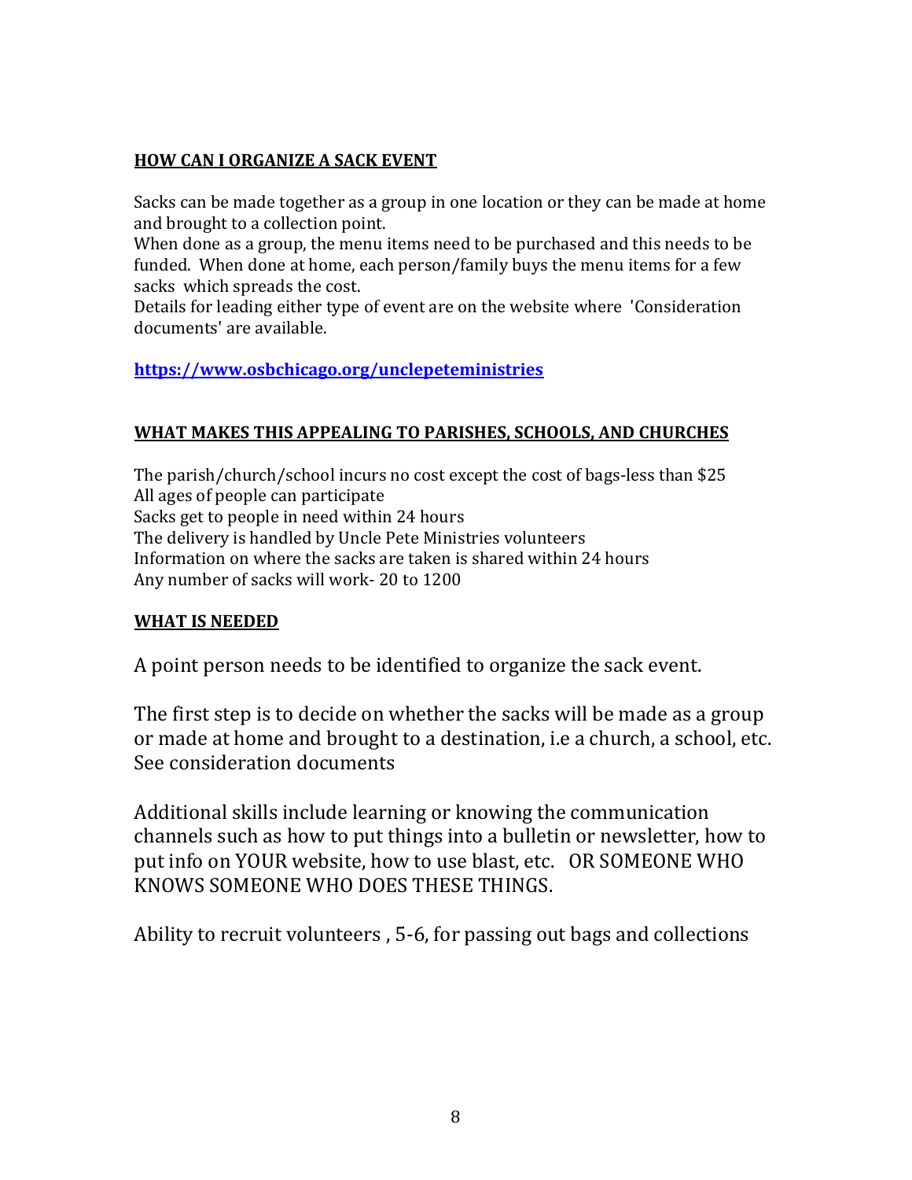## **HOW CAN I ORGANIZE A SACK EVENT**

Sacks can be made together as a group in one location or they can be made at home and brought to a collection point.

When done as a group, the menu items need to be purchased and this needs to be funded. When done at home, each person/family buys the menu items for a few sacks which spreads the cost.

Details for leading either type of event are on the website where 'Consideration documents' are available.

**https://www.osbchicago.org/unclepeteministries**

## **WHAT MAKES THIS APPEALING TO PARISHES, SCHOOLS, AND CHURCHES**

The parish/church/school incurs no cost except the cost of bags-less than $25
All ages of people can participate
Sacks get to people in need within 24 hours
The delivery is handled by Uncle Pete Ministries volunteers
Information on where the sacks are taken is shared within 24 hours
Any number of sacks will work- 20 to 1200

## **WHAT IS NEEDED**

A point person needs to be identified to organize the sack event.

The first step is to decide on whether the sacks will be made as a group or made at home and brought to a destination, i.e a church, a school, etc. See consideration documents

Additional skills include learning or knowing the communication channels such as how to put things into a bulletin or newsletter, how to put info on YOUR website, how to use blast, etc. OR SOMEONE WHO KNOWS SOMEONE WHO DOES THESE THINGS.

Ability to recruit volunteers , 5-6, for passing out bags and collections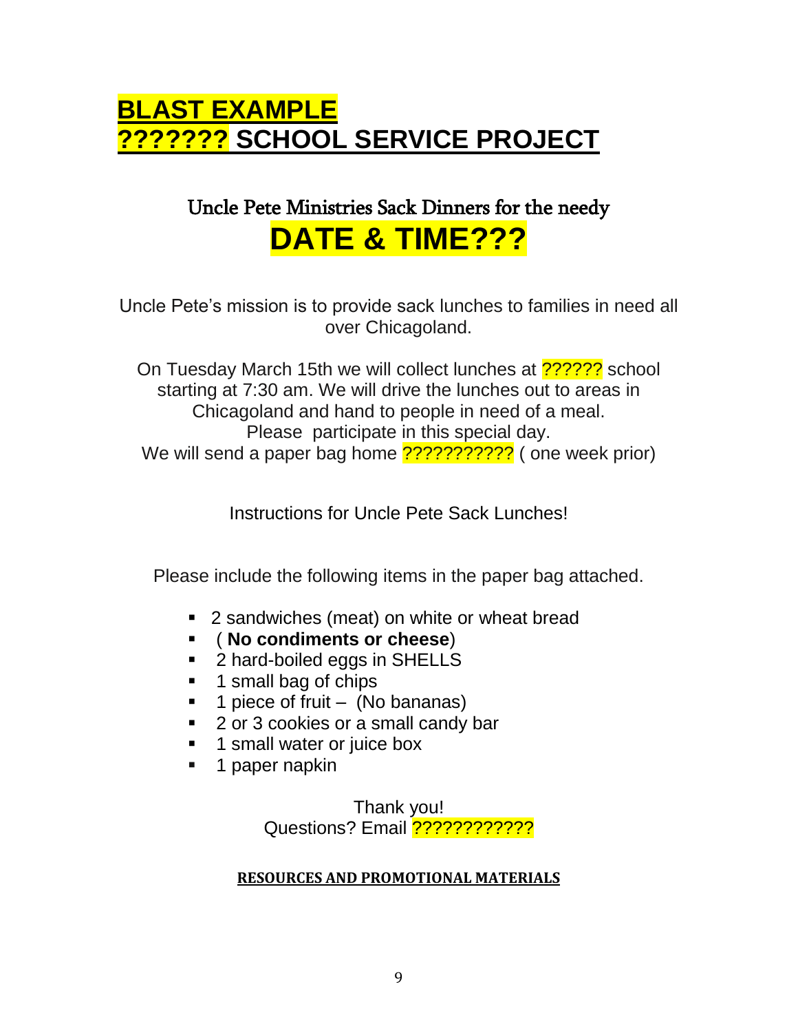# BLAST EXAMPLE
# ??????? SCHOOL SERVICE PROJECT

## Uncle Pete Ministries Sack Dinners for the needy

## DATE & TIME???

Uncle Pete's mission is to provide sack lunches to families in need all over Chicagoland.

On Tuesday March 15th we will collect lunches at ?????? school starting at 7:30 am. We will drive the lunches out to areas in Chicagoland and hand to people in need of a meal.
Please participate in this special day.
We will send a paper bag home ??????????? ( one week prior)

Instructions for Uncle Pete Sack Lunches!

Please include the following items in the paper bag attached.

- 2 sandwiches (meat) on white or wheat bread
- ( **No condiments or cheese**)
- 2 hard-boiled eggs in SHELLS
- 1 small bag of chips
- 1 piece of fruit – (No bananas)
- 2 or 3 cookies or a small candy bar
- 1 small water or juice box
- 1 paper napkin

Thank you!
Questions? Email ????????????

**RESOURCES AND PROMOTIONAL MATERIALS**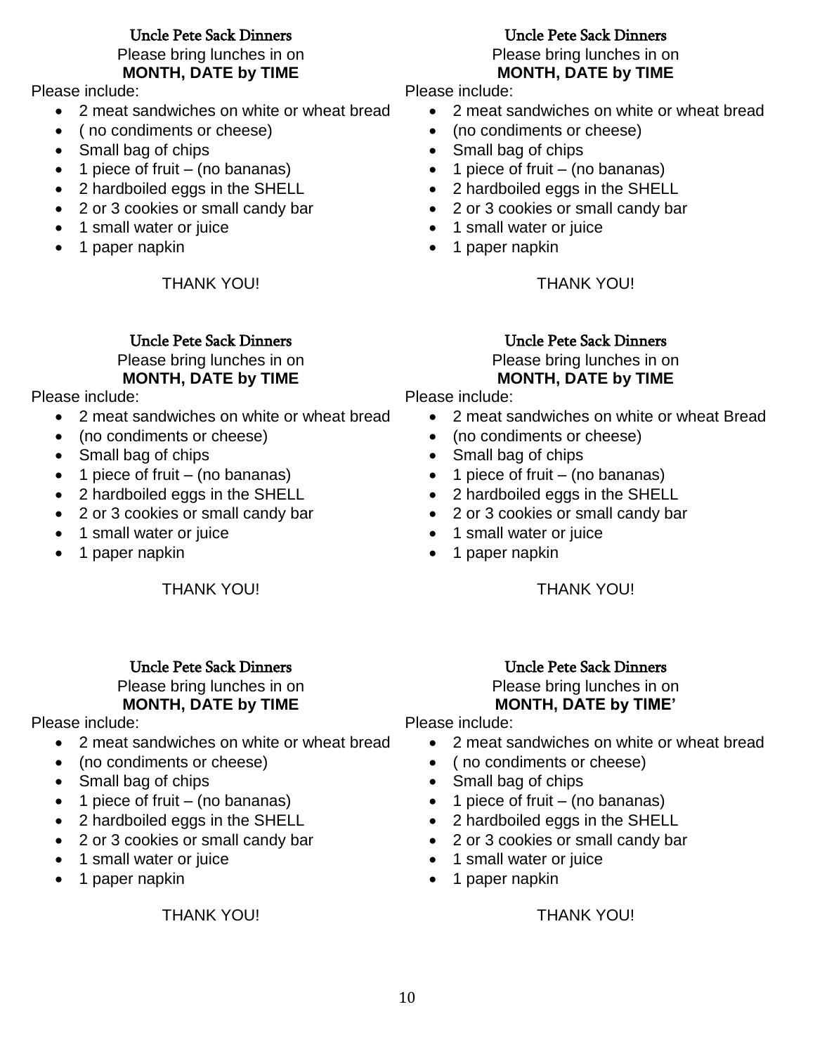Uncle Pete Sack Dinners

Please bring lunches in on

**MONTH, DATE by TIME**

Please include:

- 2 meat sandwiches on white or wheat bread
- ( no condiments or cheese)
- Small bag of chips
- 1 piece of fruit – (no bananas)
- 2 hardboiled eggs in the SHELL
- 2 or 3 cookies or small candy bar
- 1 small water or juice
- 1 paper napkin

THANK YOU!

Uncle Pete Sack Dinners

Please bring lunches in on

**MONTH, DATE by TIME**

Please include:

- 2 meat sandwiches on white or wheat bread
- (no condiments or cheese)
- Small bag of chips
- 1 piece of fruit – (no bananas)
- 2 hardboiled eggs in the SHELL
- 2 or 3 cookies or small candy bar
- 1 small water or juice
- 1 paper napkin

THANK YOU!

Uncle Pete Sack Dinners

Please bring lunches in on

**MONTH, DATE by TIME**

Please include:

- 2 meat sandwiches on white or wheat bread
- (no condiments or cheese)
- Small bag of chips
- 1 piece of fruit – (no bananas)
- 2 hardboiled eggs in the SHELL
- 2 or 3 cookies or small candy bar
- 1 small water or juice
- 1 paper napkin

THANK YOU!

Uncle Pete Sack Dinners

Please bring lunches in on

**MONTH, DATE by TIME**

Please include:

- 2 meat sandwiches on white or wheat Bread
- (no condiments or cheese)
- Small bag of chips
- 1 piece of fruit – (no bananas)
- 2 hardboiled eggs in the SHELL
- 2 or 3 cookies or small candy bar
- 1 small water or juice
- 1 paper napkin

THANK YOU!

Uncle Pete Sack Dinners

Please bring lunches in on

**MONTH, DATE by TIME**

Please include:

- 2 meat sandwiches on white or wheat bread
- (no condiments or cheese)
- Small bag of chips
- 1 piece of fruit – (no bananas)
- 2 hardboiled eggs in the SHELL
- 2 or 3 cookies or small candy bar
- 1 small water or juice
- 1 paper napkin

THANK YOU!

Uncle Pete Sack Dinners

Please bring lunches in on

**MONTH, DATE by TIME'**

Please include:

- 2 meat sandwiches on white or wheat bread
- ( no condiments or cheese)
- Small bag of chips
- 1 piece of fruit – (no bananas)
- 2 hardboiled eggs in the SHELL
- 2 or 3 cookies or small candy bar
- 1 small water or juice
- 1 paper napkin

THANK YOU!